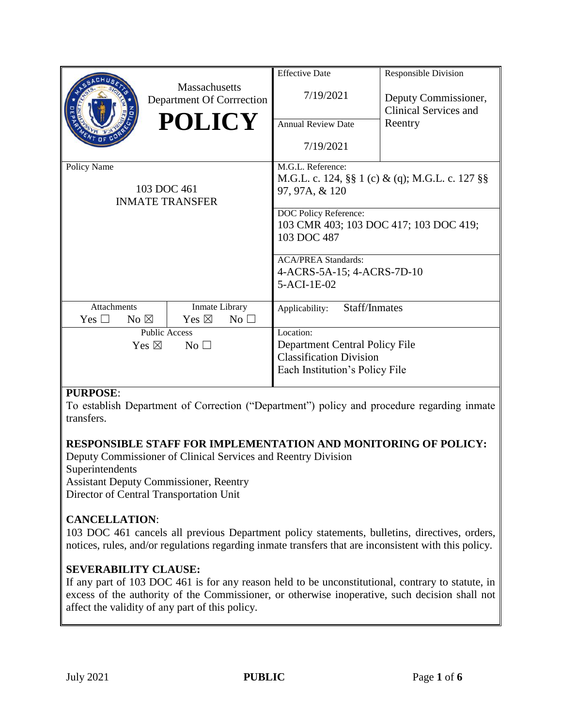| Massachusetts Department Of Correction **POLICY** | | Effective Date<br>7/19/2021 | Responsible Division<br>Deputy Commissioner, Clinical Services and Reentry |
|---|---|---|---|
| | | Annual Review Date<br>7/19/2021 | |
| Policy Name<br>103 DOC 461<br>INMATE TRANSFER | | M.G.L. Reference:<br>M.G.L. c. 124, §§ 1 (c) & (q); M.G.L. c. 127 §§ 97, 97A, & 120 | |
| | | DOC Policy Reference:<br>103 CMR 403; 103 DOC 417; 103 DOC 419; 103 DOC 487 | |
| | | ACA/PREA Standards:<br>4-ACRS-5A-15; 4-ACRS-7D-10<br>5-ACI-1E-02 | |
| Attachments<br>Yes ☐ No ☒ | Inmate Library<br>Yes ☒ No ☐ | Applicability: Staff/Inmates | |
| Public Access<br>Yes ☒ No ☐ | | Location:<br>Department Central Policy File<br>Classification Division<br>Each Institution's Policy File | |

**PURPOSE**:
To establish Department of Correction ("Department") policy and procedure regarding inmate transfers.

**RESPONSIBLE STAFF FOR IMPLEMENTATION AND MONITORING OF POLICY:**
Deputy Commissioner of Clinical Services and Reentry Division
Superintendents
Assistant Deputy Commissioner, Reentry
Director of Central Transportation Unit

**CANCELLATION**:
103 DOC 461 cancels all previous Department policy statements, bulletins, directives, orders, notices, rules, and/or regulations regarding inmate transfers that are inconsistent with this policy.

**SEVERABILITY CLAUSE:**
If any part of 103 DOC 461 is for any reason held to be unconstitutional, contrary to statute, in excess of the authority of the Commissioner, or otherwise inoperative, such decision shall not affect the validity of any part of this policy.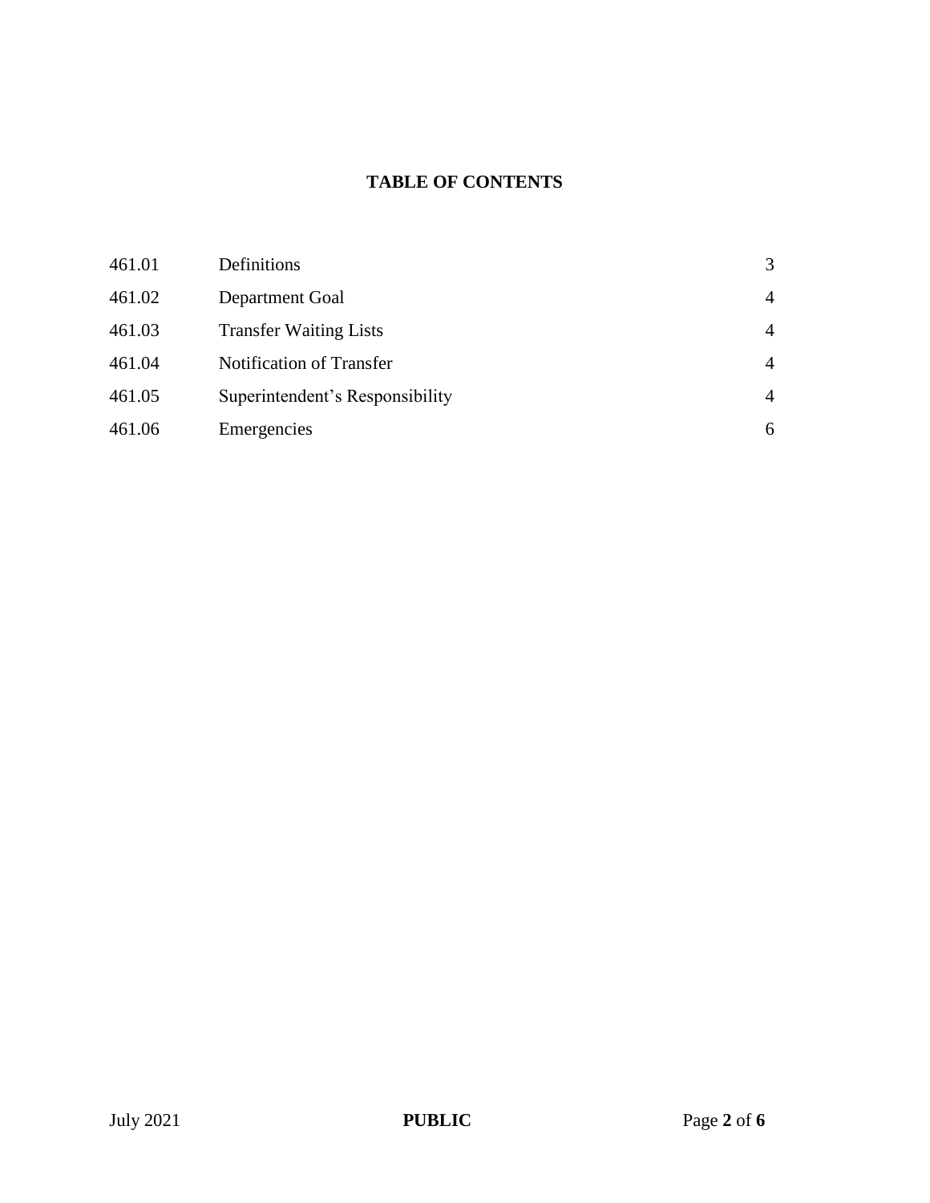**TABLE OF CONTENTS**

| | | |
|---|---|---|
| 461.01 | Definitions | 3 |
| 461.02 | Department Goal | 4 |
| 461.03 | Transfer Waiting Lists | 4 |
| 461.04 | Notification of Transfer | 4 |
| 461.05 | Superintendent’s Responsibility | 4 |
| 461.06 | Emergencies | 6 |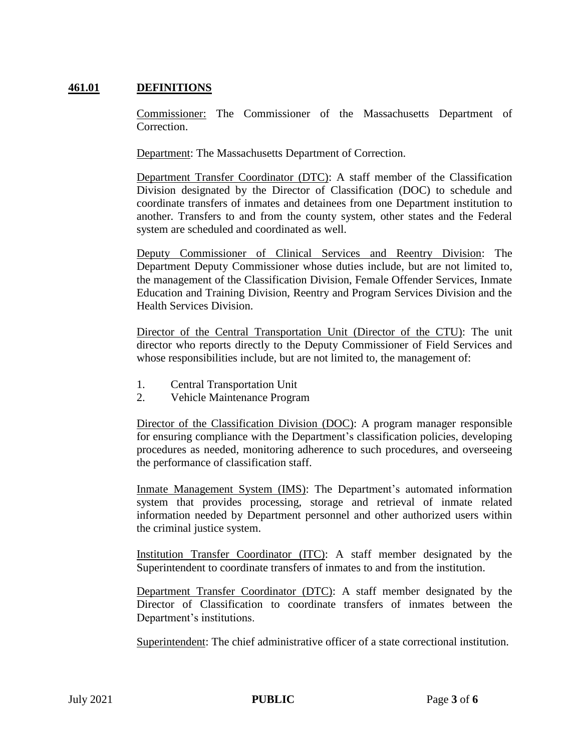## **461.01 DEFINITIONS**

Commissioner: The Commissioner of the Massachusetts Department of Correction.

Department: The Massachusetts Department of Correction.

Department Transfer Coordinator (DTC): A staff member of the Classification Division designated by the Director of Classification (DOC) to schedule and coordinate transfers of inmates and detainees from one Department institution to another. Transfers to and from the county system, other states and the Federal system are scheduled and coordinated as well.

Deputy Commissioner of Clinical Services and Reentry Division: The Department Deputy Commissioner whose duties include, but are not limited to, the management of the Classification Division, Female Offender Services, Inmate Education and Training Division, Reentry and Program Services Division and the Health Services Division.

Director of the Central Transportation Unit (Director of the CTU): The unit director who reports directly to the Deputy Commissioner of Field Services and whose responsibilities include, but are not limited to, the management of:

1. Central Transportation Unit
2. Vehicle Maintenance Program

Director of the Classification Division (DOC): A program manager responsible for ensuring compliance with the Department's classification policies, developing procedures as needed, monitoring adherence to such procedures, and overseeing the performance of classification staff.

Inmate Management System (IMS): The Department's automated information system that provides processing, storage and retrieval of inmate related information needed by Department personnel and other authorized users within the criminal justice system.

Institution Transfer Coordinator (ITC): A staff member designated by the Superintendent to coordinate transfers of inmates to and from the institution.

Department Transfer Coordinator (DTC): A staff member designated by the Director of Classification to coordinate transfers of inmates between the Department's institutions.

Superintendent: The chief administrative officer of a state correctional institution.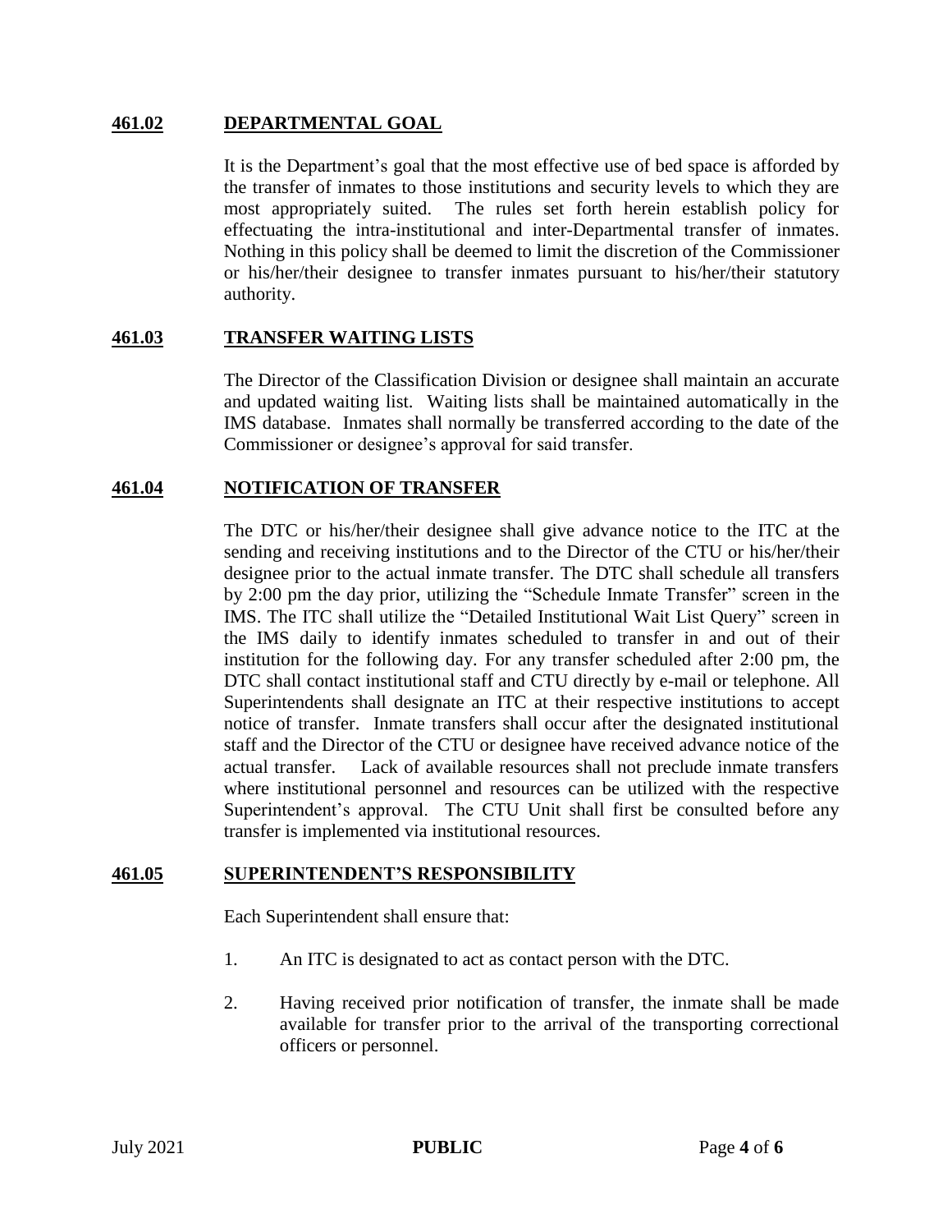## 461.02 DEPARTMENTAL GOAL

It is the Department's goal that the most effective use of bed space is afforded by the transfer of inmates to those institutions and security levels to which they are most appropriately suited. The rules set forth herein establish policy for effectuating the intra-institutional and inter-Departmental transfer of inmates. Nothing in this policy shall be deemed to limit the discretion of the Commissioner or his/her/their designee to transfer inmates pursuant to his/her/their statutory authority.

## 461.03 TRANSFER WAITING LISTS

The Director of the Classification Division or designee shall maintain an accurate and updated waiting list. Waiting lists shall be maintained automatically in the IMS database. Inmates shall normally be transferred according to the date of the Commissioner or designee's approval for said transfer.

## 461.04 NOTIFICATION OF TRANSFER

The DTC or his/her/their designee shall give advance notice to the ITC at the sending and receiving institutions and to the Director of the CTU or his/her/their designee prior to the actual inmate transfer. The DTC shall schedule all transfers by 2:00 pm the day prior, utilizing the "Schedule Inmate Transfer" screen in the IMS. The ITC shall utilize the "Detailed Institutional Wait List Query" screen in the IMS daily to identify inmates scheduled to transfer in and out of their institution for the following day. For any transfer scheduled after 2:00 pm, the DTC shall contact institutional staff and CTU directly by e-mail or telephone. All Superintendents shall designate an ITC at their respective institutions to accept notice of transfer. Inmate transfers shall occur after the designated institutional staff and the Director of the CTU or designee have received advance notice of the actual transfer. Lack of available resources shall not preclude inmate transfers where institutional personnel and resources can be utilized with the respective Superintendent's approval. The CTU Unit shall first be consulted before any transfer is implemented via institutional resources.

## 461.05 SUPERINTENDENT'S RESPONSIBILITY

Each Superintendent shall ensure that:

1. An ITC is designated to act as contact person with the DTC.
2. Having received prior notification of transfer, the inmate shall be made available for transfer prior to the arrival of the transporting correctional officers or personnel.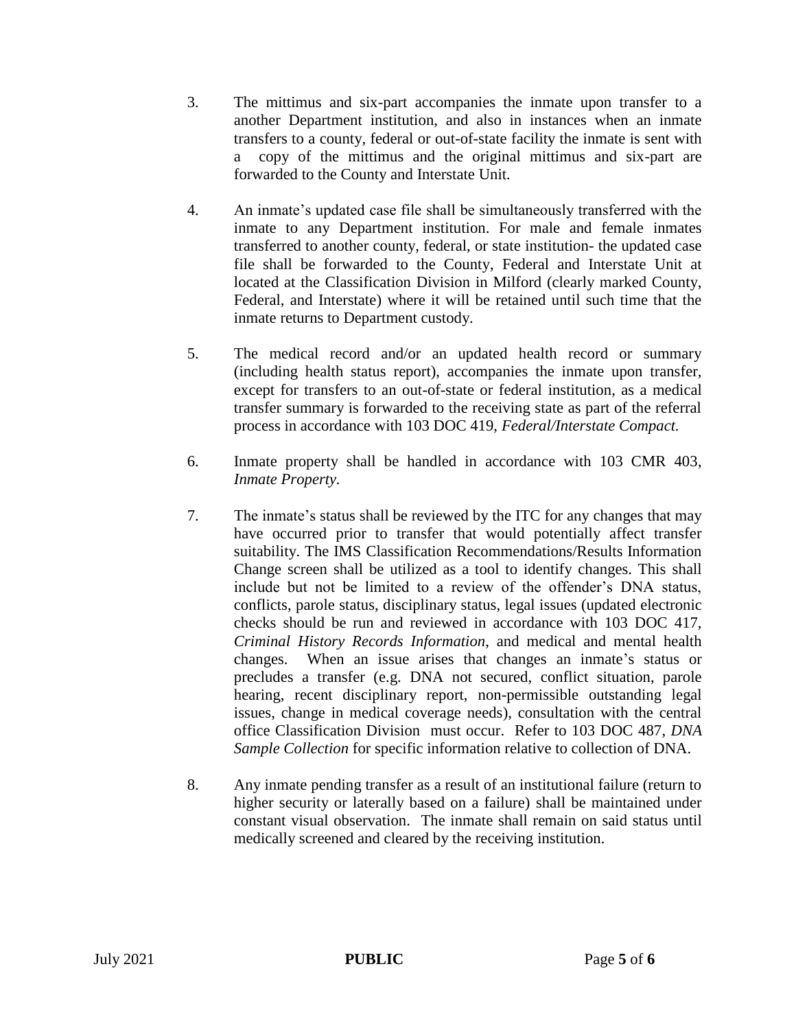3. The mittimus and six-part accompanies the inmate upon transfer to a another Department institution, and also in instances when an inmate transfers to a county, federal or out-of-state facility the inmate is sent with a copy of the mittimus and the original mittimus and six-part are forwarded to the County and Interstate Unit.

4. An inmate's updated case file shall be simultaneously transferred with the inmate to any Department institution. For male and female inmates transferred to another county, federal, or state institution- the updated case file shall be forwarded to the County, Federal and Interstate Unit at located at the Classification Division in Milford (clearly marked County, Federal, and Interstate) where it will be retained until such time that the inmate returns to Department custody.

5. The medical record and/or an updated health record or summary (including health status report), accompanies the inmate upon transfer, except for transfers to an out-of-state or federal institution, as a medical transfer summary is forwarded to the receiving state as part of the referral process in accordance with 103 DOC 419, *Federal/Interstate Compact.*

6. Inmate property shall be handled in accordance with 103 CMR 403, *Inmate Property.*

7. The inmate's status shall be reviewed by the ITC for any changes that may have occurred prior to transfer that would potentially affect transfer suitability. The IMS Classification Recommendations/Results Information Change screen shall be utilized as a tool to identify changes. This shall include but not be limited to a review of the offender's DNA status, conflicts, parole status, disciplinary status, legal issues (updated electronic checks should be run and reviewed in accordance with 103 DOC 417, *Criminal History Records Information*, and medical and mental health changes. When an issue arises that changes an inmate's status or precludes a transfer (e.g. DNA not secured, conflict situation, parole hearing, recent disciplinary report, non-permissible outstanding legal issues, change in medical coverage needs), consultation with the central office Classification Division must occur. Refer to 103 DOC 487, *DNA Sample Collection* for specific information relative to collection of DNA.

8. Any inmate pending transfer as a result of an institutional failure (return to higher security or laterally based on a failure) shall be maintained under constant visual observation. The inmate shall remain on said status until medically screened and cleared by the receiving institution.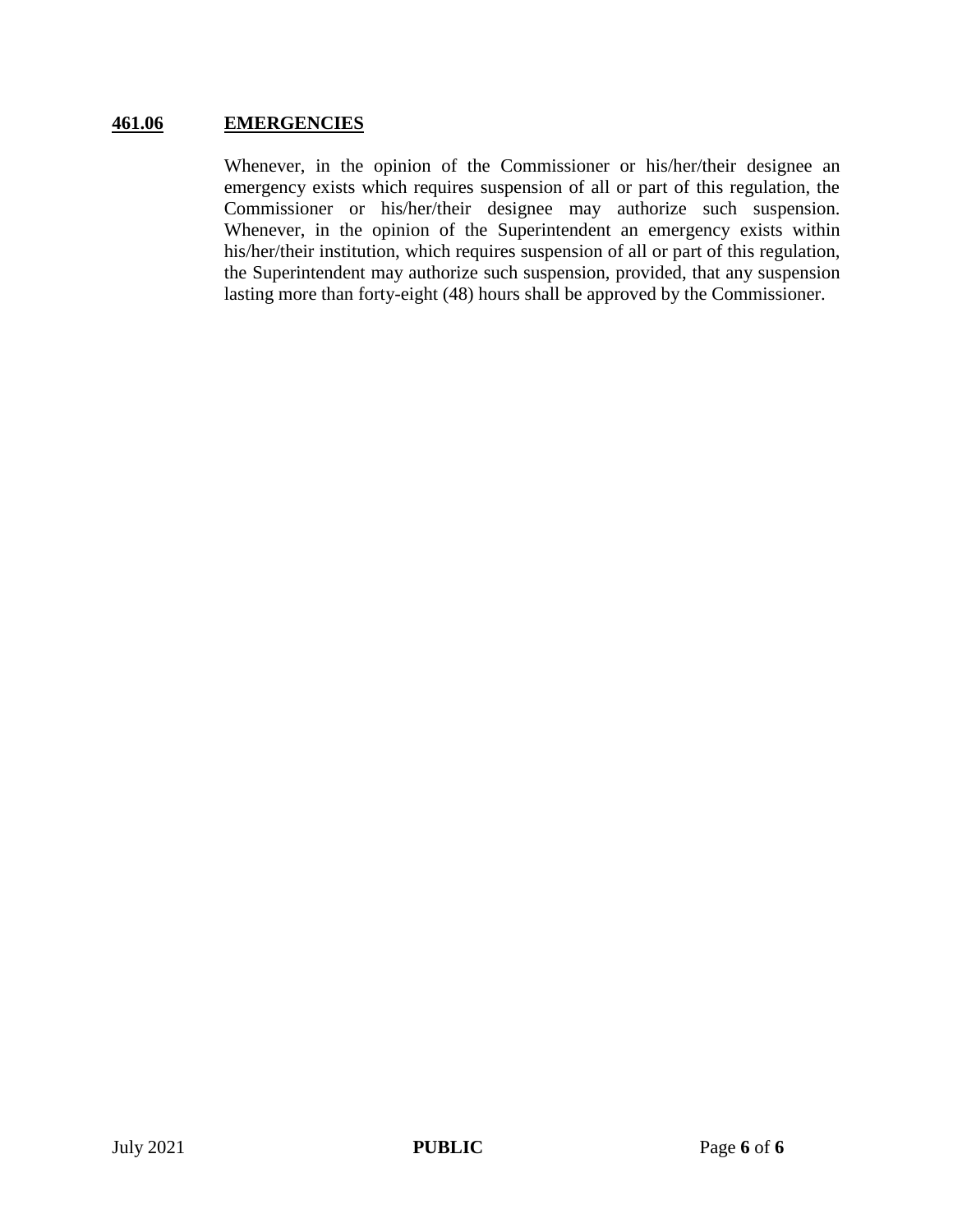## 461.06 EMERGENCIES

Whenever, in the opinion of the Commissioner or his/her/their designee an emergency exists which requires suspension of all or part of this regulation, the Commissioner or his/her/their designee may authorize such suspension. Whenever, in the opinion of the Superintendent an emergency exists within his/her/their institution, which requires suspension of all or part of this regulation, the Superintendent may authorize such suspension, provided, that any suspension lasting more than forty-eight (48) hours shall be approved by the Commissioner.